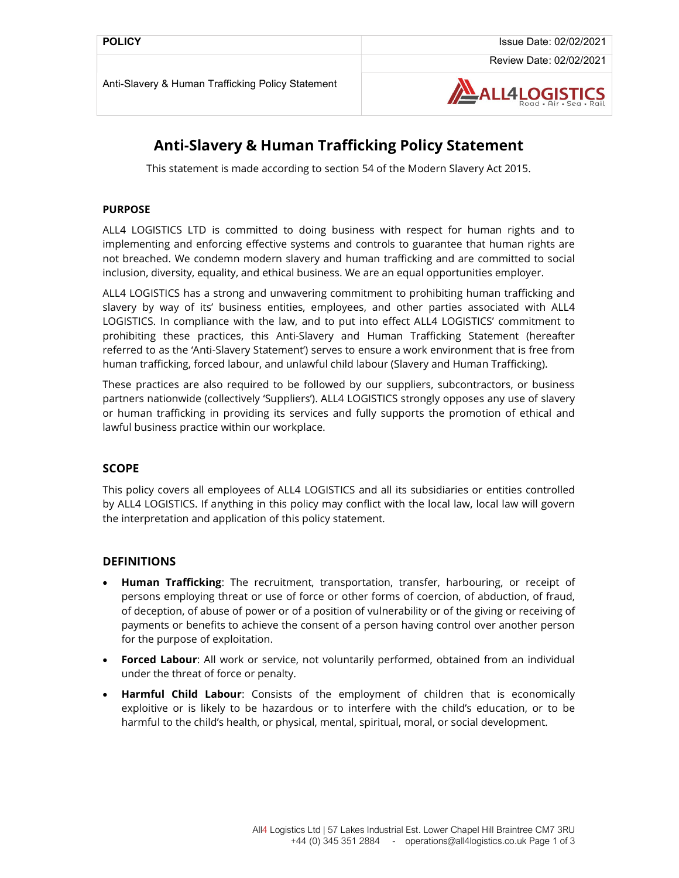| POLICY | Issue Date: 02/02/2021 |
| --- | --- |
| | Review Date: 02/02/2021 |
| Anti-Slavery & Human Trafficking Policy Statement | ALL4LOGISTICS Road • Air • Sea • Rail |

# Anti-Slavery & Human Trafficking Policy Statement

This statement is made according to section 54 of the Modern Slavery Act 2015.

## PURPOSE

ALL4 LOGISTICS LTD is committed to doing business with respect for human rights and to implementing and enforcing effective systems and controls to guarantee that human rights are not breached. We condemn modern slavery and human trafficking and are committed to social inclusion, diversity, equality, and ethical business. We are an equal opportunities employer.

ALL4 LOGISTICS has a strong and unwavering commitment to prohibiting human trafficking and slavery by way of its' business entities, employees, and other parties associated with ALL4 LOGISTICS. In compliance with the law, and to put into effect ALL4 LOGISTICS' commitment to prohibiting these practices, this Anti-Slavery and Human Trafficking Statement (hereafter referred to as the 'Anti-Slavery Statement') serves to ensure a work environment that is free from human trafficking, forced labour, and unlawful child labour (Slavery and Human Trafficking).

These practices are also required to be followed by our suppliers, subcontractors, or business partners nationwide (collectively 'Suppliers'). ALL4 LOGISTICS strongly opposes any use of slavery or human trafficking in providing its services and fully supports the promotion of ethical and lawful business practice within our workplace.

## SCOPE

This policy covers all employees of ALL4 LOGISTICS and all its subsidiaries or entities controlled by ALL4 LOGISTICS. If anything in this policy may conflict with the local law, local law will govern the interpretation and application of this policy statement.

## DEFINITIONS

- **Human Trafficking**: The recruitment, transportation, transfer, harbouring, or receipt of persons employing threat or use of force or other forms of coercion, of abduction, of fraud, of deception, of abuse of power or of a position of vulnerability or of the giving or receiving of payments or benefits to achieve the consent of a person having control over another person for the purpose of exploitation.
- **Forced Labour**: All work or service, not voluntarily performed, obtained from an individual under the threat of force or penalty.
- **Harmful Child Labour**: Consists of the employment of children that is economically exploitive or is likely to be hazardous or to interfere with the child's education, or to be harmful to the child's health, or physical, mental, spiritual, moral, or social development.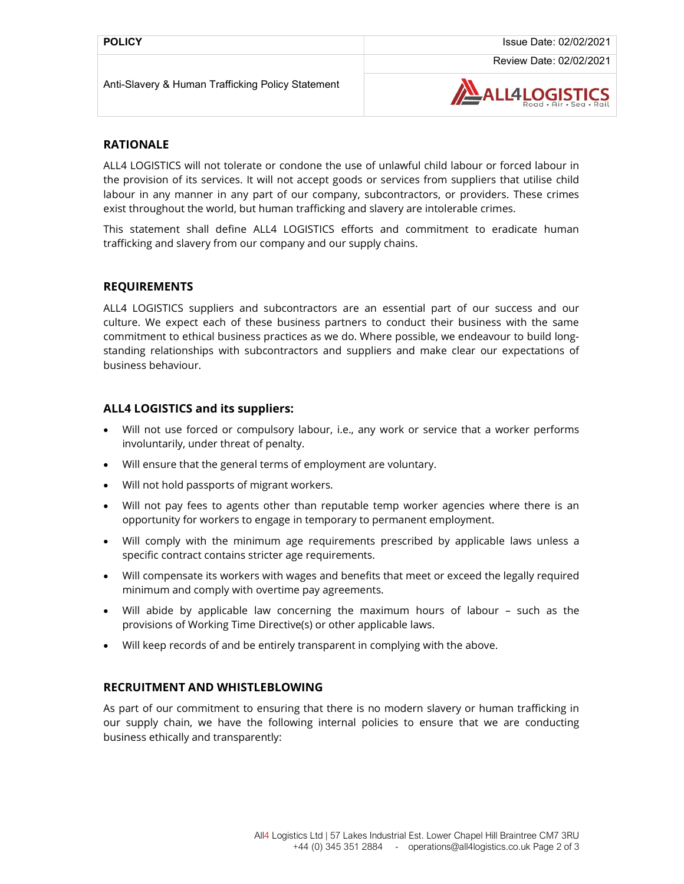| POLICY | Issue Date: 02/02/2021 |
| --- | --- |
| Anti-Slavery & Human Trafficking Policy Statement | Review Date: 02/02/2021 |
| | ALL4LOGISTICS Road • Air • Sea • Rail |

## RATIONALE

ALL4 LOGISTICS will not tolerate or condone the use of unlawful child labour or forced labour in the provision of its services. It will not accept goods or services from suppliers that utilise child labour in any manner in any part of our company, subcontractors, or providers. These crimes exist throughout the world, but human trafficking and slavery are intolerable crimes.

This statement shall define ALL4 LOGISTICS efforts and commitment to eradicate human trafficking and slavery from our company and our supply chains.

## REQUIREMENTS

ALL4 LOGISTICS suppliers and subcontractors are an essential part of our success and our culture. We expect each of these business partners to conduct their business with the same commitment to ethical business practices as we do. Where possible, we endeavour to build long-standing relationships with subcontractors and suppliers and make clear our expectations of business behaviour.

### ALL4 LOGISTICS and its suppliers:

- Will not use forced or compulsory labour, i.e., any work or service that a worker performs involuntarily, under threat of penalty.
- Will ensure that the general terms of employment are voluntary.
- Will not hold passports of migrant workers.
- Will not pay fees to agents other than reputable temp worker agencies where there is an opportunity for workers to engage in temporary to permanent employment.
- Will comply with the minimum age requirements prescribed by applicable laws unless a specific contract contains stricter age requirements.
- Will compensate its workers with wages and benefits that meet or exceed the legally required minimum and comply with overtime pay agreements.
- Will abide by applicable law concerning the maximum hours of labour – such as the provisions of Working Time Directive(s) or other applicable laws.
- Will keep records of and be entirely transparent in complying with the above.

## RECRUITMENT AND WHISTLEBLOWING

As part of our commitment to ensuring that there is no modern slavery or human trafficking in our supply chain, we have the following internal policies to ensure that we are conducting business ethically and transparently: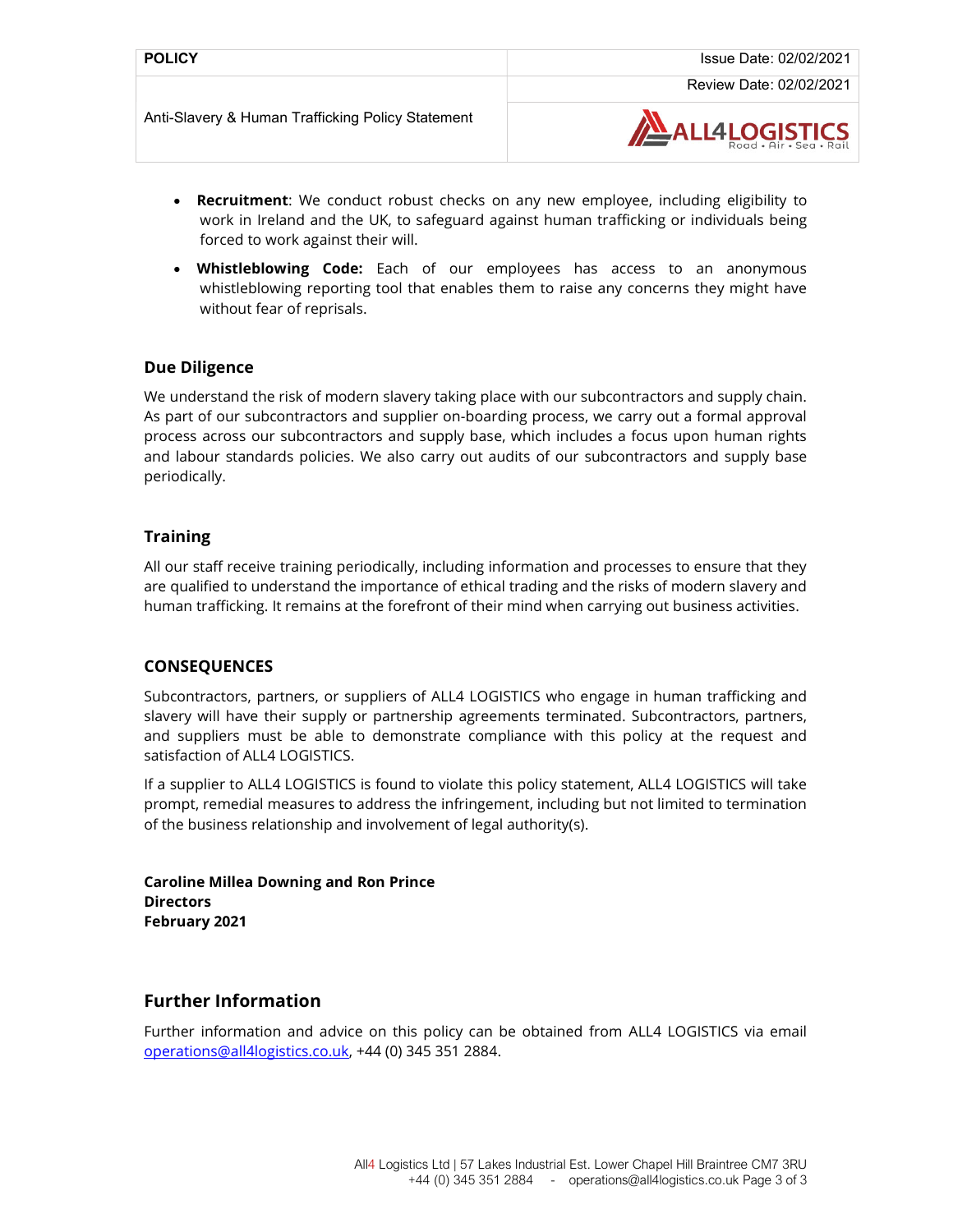- **Recruitment**: We conduct robust checks on any new employee, including eligibility to work in Ireland and the UK, to safeguard against human trafficking or individuals being forced to work against their will.
- **Whistleblowing Code:** Each of our employees has access to an anonymous whistleblowing reporting tool that enables them to raise any concerns they might have without fear of reprisals.

## Due Diligence

We understand the risk of modern slavery taking place with our subcontractors and supply chain. As part of our subcontractors and supplier on-boarding process, we carry out a formal approval process across our subcontractors and supply base, which includes a focus upon human rights and labour standards policies. We also carry out audits of our subcontractors and supply base periodically.

## Training

All our staff receive training periodically, including information and processes to ensure that they are qualified to understand the importance of ethical trading and the risks of modern slavery and human trafficking. It remains at the forefront of their mind when carrying out business activities.

## CONSEQUENCES

Subcontractors, partners, or suppliers of ALL4 LOGISTICS who engage in human trafficking and slavery will have their supply or partnership agreements terminated. Subcontractors, partners, and suppliers must be able to demonstrate compliance with this policy at the request and satisfaction of ALL4 LOGISTICS.

If a supplier to ALL4 LOGISTICS is found to violate this policy statement, ALL4 LOGISTICS will take prompt, remedial measures to address the infringement, including but not limited to termination of the business relationship and involvement of legal authority(s).

**Caroline Millea Downing and Ron Prince**
**Directors**
**February 2021**

## Further Information

Further information and advice on this policy can be obtained from ALL4 LOGISTICS via email operations@all4logistics.co.uk, +44 (0) 345 351 2884.